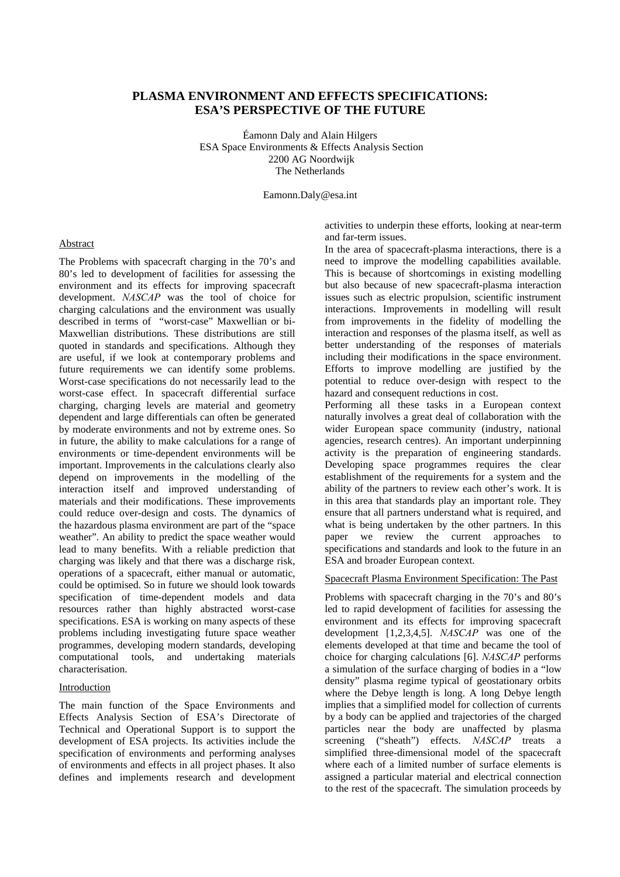# PLASMA ENVIRONMENT AND EFFECTS SPECIFICATIONS: ESA'S PERSPECTIVE OF THE FUTURE

Éamonn Daly and Alain Hilgers
ESA Space Environments & Effects Analysis Section
2200 AG Noordwijk
The Netherlands

Eamonn.Daly@esa.int

## Abstract

The Problems with spacecraft charging in the 70's and 80's led to development of facilities for assessing the environment and its effects for improving spacecraft development. *NASCAP* was the tool of choice for charging calculations and the environment was usually described in terms of "worst-case" Maxwellian or bi-Maxwellian distributions. These distributions are still quoted in standards and specifications. Although they are useful, if we look at contemporary problems and future requirements we can identify some problems. Worst-case specifications do not necessarily lead to the worst-case effect. In spacecraft differential surface charging, charging levels are material and geometry dependent and large differentials can often be generated by moderate environments and not by extreme ones. So in future, the ability to make calculations for a range of environments or time-dependent environments will be important. Improvements in the calculations clearly also depend on improvements in the modelling of the interaction itself and improved understanding of materials and their modifications. These improvements could reduce over-design and costs. The dynamics of the hazardous plasma environment are part of the "space weather". An ability to predict the space weather would lead to many benefits. With a reliable prediction that charging was likely and that there was a discharge risk, operations of a spacecraft, either manual or automatic, could be optimised. So in future we should look towards specification of time-dependent models and data resources rather than highly abstracted worst-case specifications. ESA is working on many aspects of these problems including investigating future space weather programmes, developing modern standards, developing computational tools, and undertaking materials characterisation.

## Introduction

The main function of the Space Environments and Effects Analysis Section of ESA's Directorate of Technical and Operational Support is to support the development of ESA projects. Its activities include the specification of environments and performing analyses of environments and effects in all project phases. It also defines and implements research and development activities to underpin these efforts, looking at near-term and far-term issues.

In the area of spacecraft-plasma interactions, there is a need to improve the modelling capabilities available. This is because of shortcomings in existing modelling but also because of new spacecraft-plasma interaction issues such as electric propulsion, scientific instrument interactions. Improvements in modelling will result from improvements in the fidelity of modelling the interaction and responses of the plasma itself, as well as better understanding of the responses of materials including their modifications in the space environment. Efforts to improve modelling are justified by the potential to reduce over-design with respect to the hazard and consequent reductions in cost.

Performing all these tasks in a European context naturally involves a great deal of collaboration with the wider European space community (industry, national agencies, research centres). An important underpinning activity is the preparation of engineering standards. Developing space programmes requires the clear establishment of the requirements for a system and the ability of the partners to review each other's work. It is in this area that standards play an important role. They ensure that all partners understand what is required, and what is being undertaken by the other partners. In this paper we review the current approaches to specifications and standards and look to the future in an ESA and broader European context.

## Spacecraft Plasma Environment Specification: The Past

Problems with spacecraft charging in the 70's and 80's led to rapid development of facilities for assessing the environment and its effects for improving spacecraft development [1,2,3,4,5]. *NASCAP* was one of the elements developed at that time and became the tool of choice for charging calculations [6]. *NASCAP* performs a simulation of the surface charging of bodies in a "low density" plasma regime typical of geostationary orbits where the Debye length is long. A long Debye length implies that a simplified model for collection of currents by a body can be applied and trajectories of the charged particles near the body are unaffected by plasma screening ("sheath") effects. *NASCAP* treats a simplified three-dimensional model of the spacecraft where each of a limited number of surface elements is assigned a particular material and electrical connection to the rest of the spacecraft. The simulation proceeds by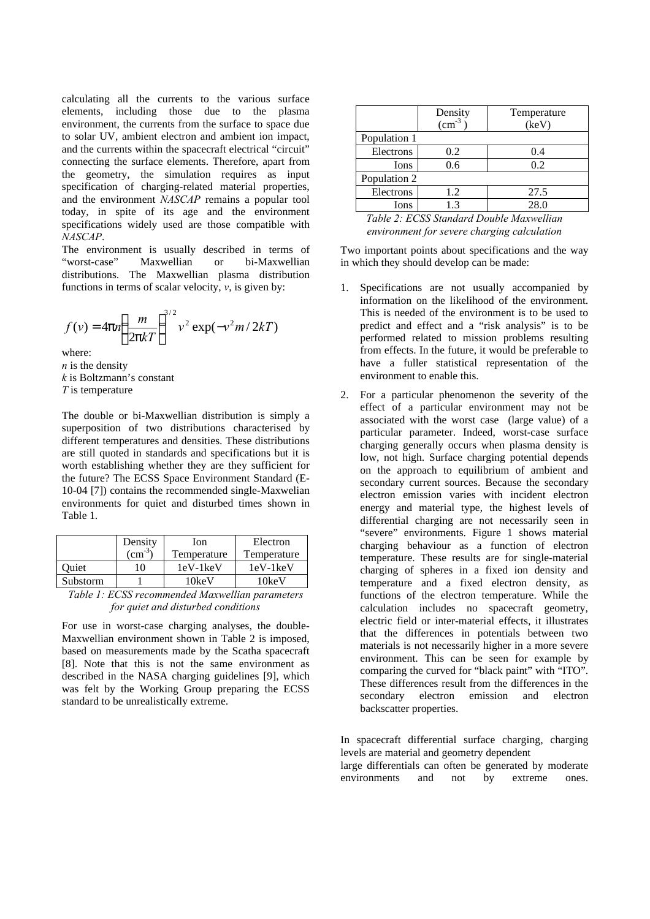calculating all the currents to the various surface elements, including those due to the plasma environment, the currents from the surface to space due to solar UV, ambient electron and ambient ion impact, and the currents within the spacecraft electrical "circuit" connecting the surface elements. Therefore, apart from the geometry, the simulation requires as input specification of charging-related material properties, and the environment *NASCAP* remains a popular tool today, in spite of its age and the environment specifications widely used are those compatible with *NASCAP*.

The environment is usually described in terms of "worst-case" Maxwellian or bi-Maxwellian distributions. The Maxwellian plasma distribution functions in terms of scalar velocity, $v$, is given by:

$$f(v) = 4\pi n\left(\frac{m}{2\pi kT}\right)^{3/2} v^2 \exp(-v^2 m / 2kT)$$

where:
$n$ is the density
$k$ is Boltzmann's constant
$T$ is temperature

The double or bi-Maxwellian distribution is simply a superposition of two distributions characterised by different temperatures and densities. These distributions are still quoted in standards and specifications but it is worth establishing whether they are they sufficient for the future? The ECSS Space Environment Standard (E-10-04 [7]) contains the recommended single-Maxwelian environments for quiet and disturbed times shown in Table 1.

| | Density ($cm^{-3}$) | Ion Temperature | Electron Temperature |
|---|---|---|---|
| Quiet | 10 | 1eV-1keV | 1eV-1keV |
| Substorm | 1 | 10keV | 10keV |

*Table 1: ECSS recommended Maxwellian parameters for quiet and disturbed conditions*

For use in worst-case charging analyses, the double-Maxwellian environment shown in Table 2 is imposed, based on measurements made by the Scatha spacecraft [8]. Note that this is not the same environment as described in the NASA charging guidelines [9], which was felt by the Working Group preparing the ECSS standard to be unrealistically extreme.

| | Density ($cm^{-3}$) | Temperature (keV) |
|---|---|---|
| Population 1 | | |
| Electrons | 0.2 | 0.4 |
| Ions | 0.6 | 0.2 |
| Population 2 | | |
| Electrons | 1.2 | 27.5 |
| Ions | 1.3 | 28.0 |

*Table 2: ECSS Standard Double Maxwellian environment for severe charging calculation*

Two important points about specifications and the way in which they should develop can be made:

1. Specifications are not usually accompanied by information on the likelihood of the environment. This is needed of the environment is to be used to predict and effect and a "risk analysis" is to be performed related to mission problems resulting from effects. In the future, it would be preferable to have a fuller statistical representation of the environment to enable this.
2. For a particular phenomenon the severity of the effect of a particular environment may not be associated with the worst case (large value) of a particular parameter. Indeed, worst-case surface charging generally occurs when plasma density is low, not high. Surface charging potential depends on the approach to equilibrium of ambient and secondary current sources. Because the secondary electron emission varies with incident electron energy and material type, the highest levels of differential charging are not necessarily seen in "severe" environments. Figure 1 shows material charging behaviour as a function of electron temperature. These results are for single-material charging of spheres in a fixed ion density and temperature and a fixed electron density, as functions of the electron temperature. While the calculation includes no spacecraft geometry, electric field or inter-material effects, it illustrates that the differences in potentials between two materials is not necessarily higher in a more severe environment. This can be seen for example by comparing the curved for "black paint" with "ITO". These differences result from the differences in the secondary electron emission and electron backscatter properties.

In spacecraft differential surface charging, charging levels are material and geometry dependent
large differentials can often be generated by moderate environments and not by extreme ones.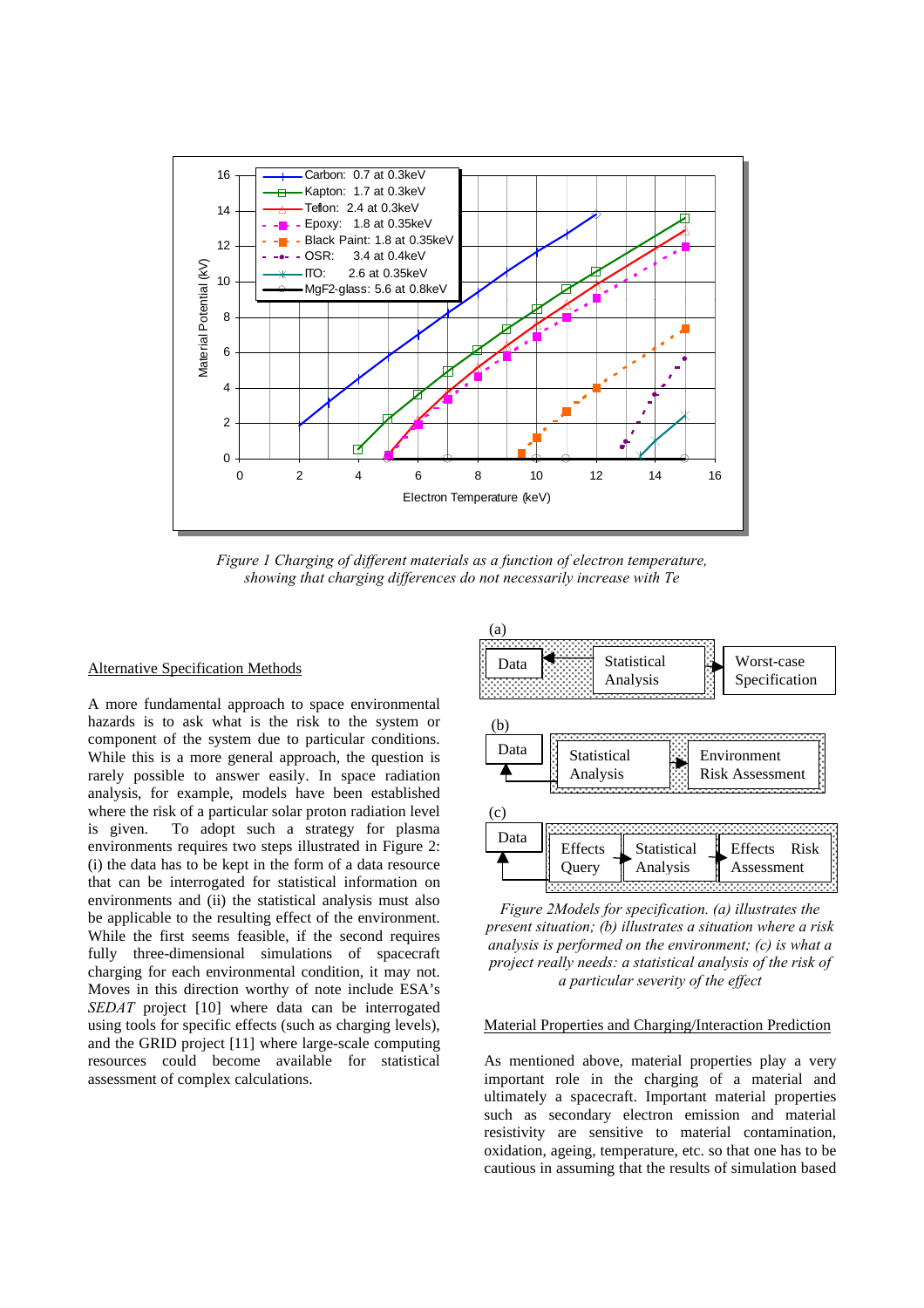*Figure 1 Charging of different materials as a function of electron temperature, showing that charging differences do not necessarily increase with Te*

## Alternative Specification Methods

A more fundamental approach to space environmental hazards is to ask what is the risk to the system or component of the system due to particular conditions. While this is a more general approach, the question is rarely possible to answer easily. In space radiation analysis, for example, models have been established where the risk of a particular solar proton radiation level is given. To adopt such a strategy for plasma environments requires two steps illustrated in Figure 2: (i) the data has to be kept in the form of a data resource that can be interrogated for statistical information on environments and (ii) the statistical analysis must also be applicable to the resulting effect of the environment. While the first seems feasible, if the second requires fully three-dimensional simulations of spacecraft charging for each environmental condition, it may not. Moves in this direction worthy of note include ESA's *SEDAT* project [10] where data can be interrogated using tools for specific effects (such as charging levels), and the GRID project [11] where large-scale computing resources could become available for statistical assessment of complex calculations.

*Figure 2Models for specification. (a) illustrates the present situation; (b) illustrates a situation where a risk analysis is performed on the environment; (c) is what a project really needs: a statistical analysis of the risk of a particular severity of the effect*

## Material Properties and Charging/Interaction Prediction

As mentioned above, material properties play a very important role in the charging of a material and ultimately a spacecraft. Important material properties such as secondary electron emission and material resistivity are sensitive to material contamination, oxidation, ageing, temperature, etc. so that one has to be cautious in assuming that the results of simulation based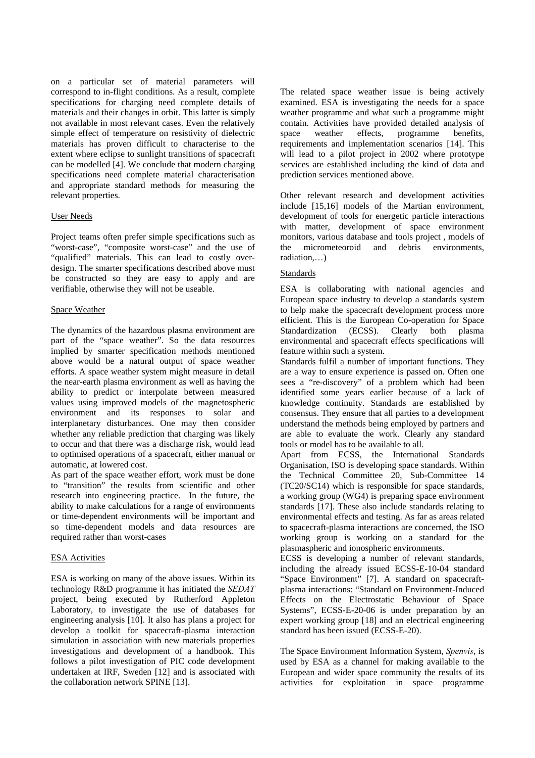on a particular set of material parameters will correspond to in-flight conditions. As a result, complete specifications for charging need complete details of materials and their changes in orbit. This latter is simply not available in most relevant cases. Even the relatively simple effect of temperature on resistivity of dielectric materials has proven difficult to characterise to the extent where eclipse to sunlight transitions of spacecraft can be modelled [4]. We conclude that modern charging specifications need complete material characterisation and appropriate standard methods for measuring the relevant properties.

### User Needs

Project teams often prefer simple specifications such as "worst-case", "composite worst-case" and the use of "qualified" materials. This can lead to costly over-design. The smarter specifications described above must be constructed so they are easy to apply and are verifiable, otherwise they will not be useable.

### Space Weather

The dynamics of the hazardous plasma environment are part of the "space weather". So the data resources implied by smarter specification methods mentioned above would be a natural output of space weather efforts. A space weather system might measure in detail the near-earth plasma environment as well as having the ability to predict or interpolate between measured values using improved models of the magnetospheric environment and its responses to solar and interplanetary disturbances. One may then consider whether any reliable prediction that charging was likely to occur and that there was a discharge risk, would lead to optimised operations of a spacecraft, either manual or automatic, at lowered cost.

As part of the space weather effort, work must be done to "transition" the results from scientific and other research into engineering practice. In the future, the ability to make calculations for a range of environments or time-dependent environments will be important and so time-dependent models and data resources are required rather than worst-cases

### ESA Activities

ESA is working on many of the above issues. Within its technology R&D programme it has initiated the *SEDAT* project, being executed by Rutherford Appleton Laboratory, to investigate the use of databases for engineering analysis [10]. It also has plans a project for develop a toolkit for spacecraft-plasma interaction simulation in association with new materials properties investigations and development of a handbook. This follows a pilot investigation of PIC code development undertaken at IRF, Sweden [12] and is associated with the collaboration network SPINE [13].

The related space weather issue is being actively examined. ESA is investigating the needs for a space weather programme and what such a programme might contain. Activities have provided detailed analysis of space weather effects, programme benefits, requirements and implementation scenarios [14]. This will lead to a pilot project in 2002 where prototype services are established including the kind of data and prediction services mentioned above.

Other relevant research and development activities include [15,16] models of the Martian environment, development of tools for energetic particle interactions with matter, development of space environment monitors, various database and tools project , models of the micrometeoroid and debris environments, radiation,…)

### Standards

ESA is collaborating with national agencies and European space industry to develop a standards system to help make the spacecraft development process more efficient. This is the European Co-operation for Space Standardization (ECSS). Clearly both plasma environmental and spacecraft effects specifications will feature within such a system.

Standards fulfil a number of important functions. They are a way to ensure experience is passed on. Often one sees a "re-discovery" of a problem which had been identified some years earlier because of a lack of knowledge continuity. Standards are established by consensus. They ensure that all parties to a development understand the methods being employed by partners and are able to evaluate the work. Clearly any standard tools or model has to be available to all.

Apart from ECSS, the International Standards Organisation, ISO is developing space standards. Within the Technical Committee 20, Sub-Committee 14 (TC20/SC14) which is responsible for space standards, a working group (WG4) is preparing space environment standards [17]. These also include standards relating to environmental effects and testing. As far as areas related to spacecraft-plasma interactions are concerned, the ISO working group is working on a standard for the plasmaspheric and ionospheric environments.

ECSS is developing a number of relevant standards, including the already issued ECSS-E-10-04 standard "Space Environment" [7]. A standard on spacecraft-plasma interactions: "Standard on Environment-Induced Effects on the Electrostatic Behaviour of Space Systems", ECSS-E-20-06 is under preparation by an expert working group [18] and an electrical engineering standard has been issued (ECSS-E-20).

The Space Environment Information System, *Spenvis*, is used by ESA as a channel for making available to the European and wider space community the results of its activities for exploitation in space programme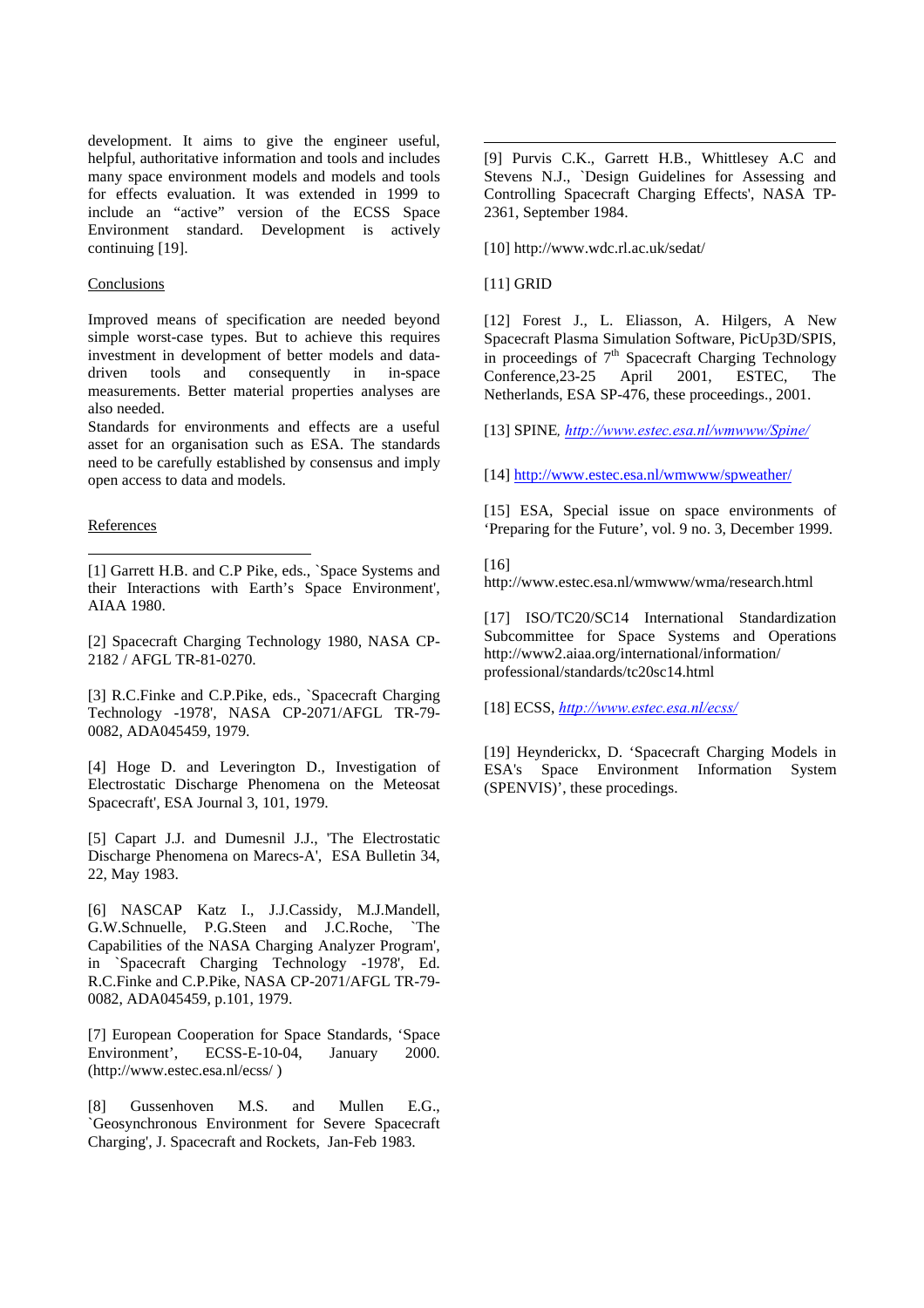development. It aims to give the engineer useful, helpful, authoritative information and tools and includes many space environment models and models and tools for effects evaluation. It was extended in 1999 to include an "active" version of the ECSS Space Environment standard. Development is actively continuing [19].

## Conclusions

Improved means of specification are needed beyond simple worst-case types. But to achieve this requires investment in development of better models and data-driven tools and consequently in in-space measurements. Better material properties analyses are also needed.

Standards for environments and effects are a useful asset for an organisation such as ESA. The standards need to be carefully established by consensus and imply open access to data and models.

## References

[1] Garrett H.B. and C.P Pike, eds., `Space Systems and their Interactions with Earth's Space Environment', AIAA 1980.

[2] Spacecraft Charging Technology 1980, NASA CP-2182 / AFGL TR-81-0270.

[3] R.C.Finke and C.P.Pike, eds., `Spacecraft Charging Technology -1978', NASA CP-2071/AFGL TR-79-0082, ADA045459, 1979.

[4] Hoge D. and Leverington D., Investigation of Electrostatic Discharge Phenomena on the Meteosat Spacecraft', ESA Journal 3, 101, 1979.

[5] Capart J.J. and Dumesnil J.J., 'The Electrostatic Discharge Phenomena on Marecs-A', ESA Bulletin 34, 22, May 1983.

[6] NASCAP Katz I., J.J.Cassidy, M.J.Mandell, G.W.Schnuelle, P.G.Steen and J.C.Roche, `The Capabilities of the NASA Charging Analyzer Program', in `Spacecraft Charging Technology -1978', Ed. R.C.Finke and C.P.Pike, NASA CP-2071/AFGL TR-79-0082, ADA045459, p.101, 1979.

[7] European Cooperation for Space Standards, 'Space Environment', ECSS-E-10-04, January 2000. (http://www.estec.esa.nl/ecss/ )

[8] Gussenhoven M.S. and Mullen E.G., `Geosynchronous Environment for Severe Spacecraft Charging', J. Spacecraft and Rockets, Jan-Feb 1983.

[9] Purvis C.K., Garrett H.B., Whittlesey A.C and Stevens N.J., `Design Guidelines for Assessing and Controlling Spacecraft Charging Effects', NASA TP-2361, September 1984.

[10] http://www.wdc.rl.ac.uk/sedat/

[11] GRID

[12] Forest J., L. Eliasson, A. Hilgers, A New Spacecraft Plasma Simulation Software, PicUp3D/SPIS, in proceedings of 7th Spacecraft Charging Technology Conference,23-25 April 2001, ESTEC, The Netherlands, ESA SP-476, these proceedings., 2001.

[13] SPINE, *http://www.estec.esa.nl/wmwww/Spine/*

[14] http://www.estec.esa.nl/wmwww/spweather/

[15] ESA, Special issue on space environments of 'Preparing for the Future', vol. 9 no. 3, December 1999.

[16] http://www.estec.esa.nl/wmwww/wma/research.html

[17] ISO/TC20/SC14 International Standardization Subcommittee for Space Systems and Operations http://www2.aiaa.org/international/information/professional/standards/tc20sc14.html

[18] ECSS, *http://www.estec.esa.nl/ecss/*

[19] Heynderickx, D. 'Spacecraft Charging Models in ESA's Space Environment Information System (SPENVIS)', these procedings.